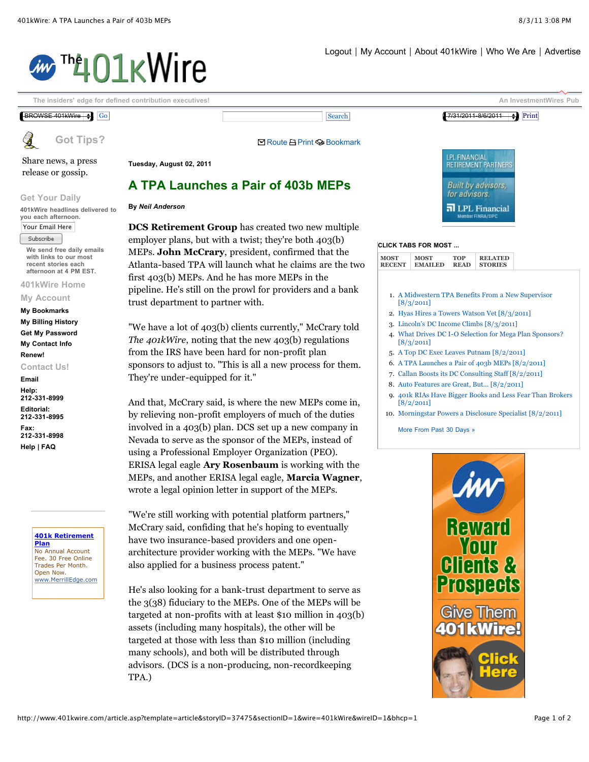Tuesday, August 02, 2011

# A TPA Launches a Pair of 403b MEPs

**By** ***Neil Anderson***

**DCS Retirement Group** has created two new multiple employer plans, but with a twist; they're both 403(b) MEPs. **John McCrary**, president, confirmed that the Atlanta-based TPA will launch what he claims are the two first 403(b) MEPs. And he has more MEPs in the pipeline. He's still on the prowl for providers and a bank trust department to partner with.

"We have a lot of 403(b) clients currently," McCrary told *The 401kWire*, noting that the new 403(b) regulations from the IRS have been hard for non-profit plan sponsors to adjust to. "This is all a new process for them. They're under-equipped for it."

And that, McCrary said, is where the new MEPs come in, by relieving non-profit employers of much of the duties involved in a 403(b) plan. DCS set up a new company in Nevada to serve as the sponsor of the MEPs, instead of using a Professional Employer Organization (PEO). ERISA legal eagle **Ary Rosenbaum** is working with the MEPs, and another ERISA legal eagle, **Marcia Wagner**, wrote a legal opinion letter in support of the MEPs.

"We're still working with potential platform partners," McCrary said, confiding that he's hoping to eventually have two insurance-based providers and one open-architecture provider working with the MEPs. "We have also applied for a business process patent."

He's also looking for a bank-trust department to serve as the 3(38) fiduciary to the MEPs. One of the MEPs will be targeted at non-profits with at least $10 million in 403(b) assets (including many hospitals), the other will be targeted at those with less than $10 million (including many schools), and both will be distributed through advisors. (DCS is a non-producing, non-recordkeeping TPA.)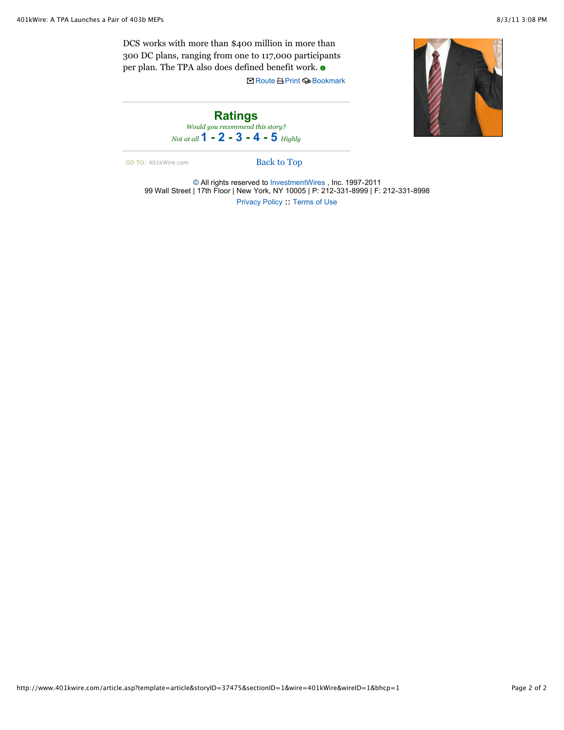DCS works with more than $400 million in more than 300 DC plans, ranging from one to 117,000 participants per plan. The TPA also does defined benefit work.

Route Print Bookmark

## Ratings

*Would you recommend this story?*

*Not at all* **1 - 2 - 3 - 4 - 5** *Highly*

GO TO: 401kWire.com

Back to Top

© All rights reserved to InvestmentWires , Inc. 1997-2011
99 Wall Street | 17th Floor | New York, NY 10005 | P: 212-331-8999 | F: 212-331-8998
Privacy Policy :: Terms of Use